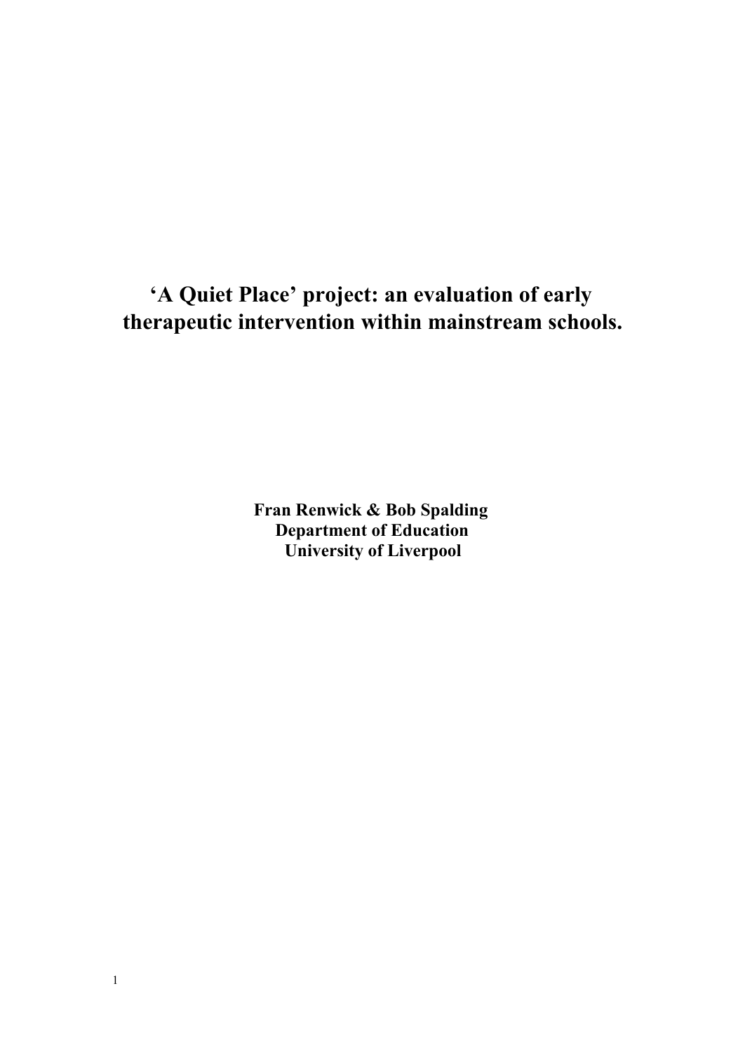# 'A Quiet Place' project: an evaluation of early therapeutic intervention within mainstream schools.

**Fran Renwick & Bob Spalding**
**Department of Education**
**University of Liverpool**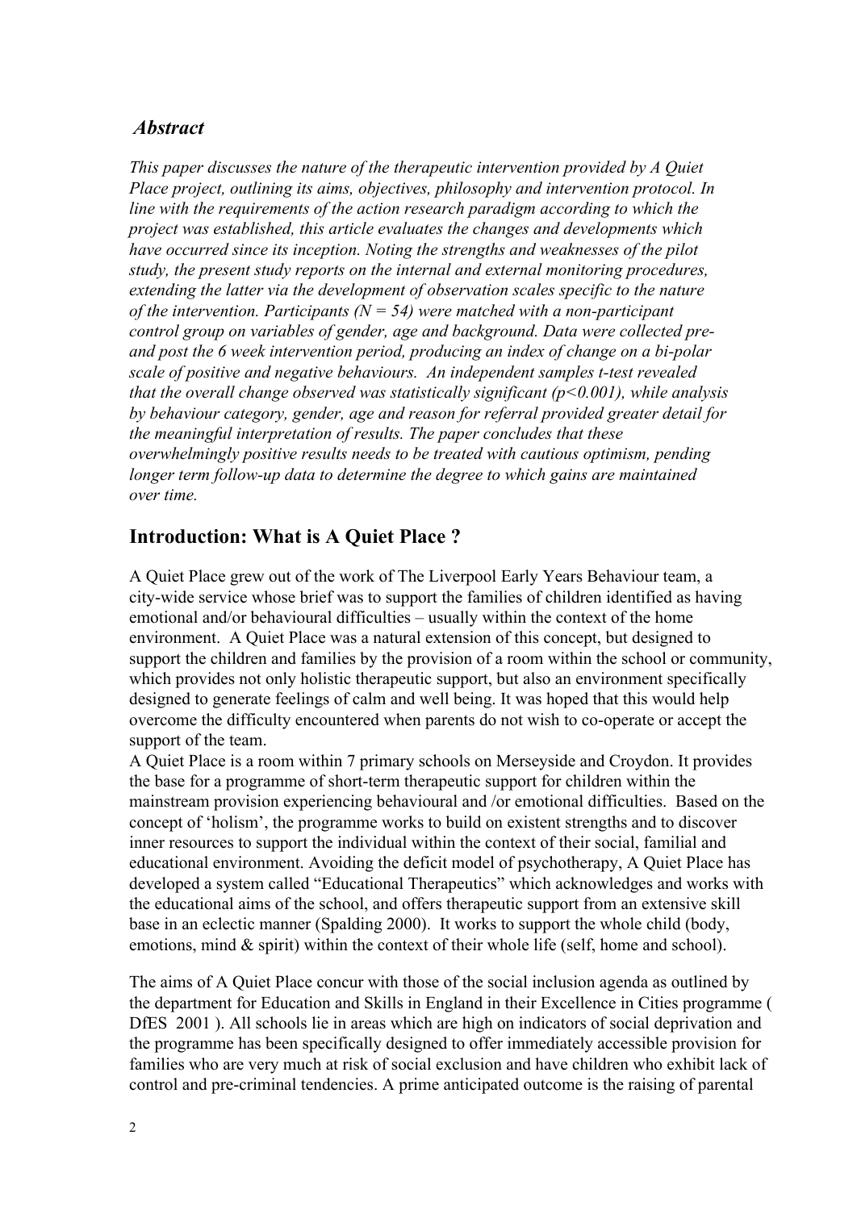## *Abstract*

*This paper discusses the nature of the therapeutic intervention provided by A Quiet Place project, outlining its aims, objectives, philosophy and intervention protocol. In line with the requirements of the action research paradigm according to which the project was established, this article evaluates the changes and developments which have occurred since its inception. Noting the strengths and weaknesses of the pilot study, the present study reports on the internal and external monitoring procedures, extending the latter via the development of observation scales specific to the nature of the intervention. Participants ($N = 54$) were matched with a non-participant control group on variables of gender, age and background. Data were collected pre- and post the 6 week intervention period, producing an index of change on a bi-polar scale of positive and negative behaviours. An independent samples t-test revealed that the overall change observed was statistically significant ($p<0.001$), while analysis by behaviour category, gender, age and reason for referral provided greater detail for the meaningful interpretation of results. The paper concludes that these overwhelmingly positive results needs to be treated with cautious optimism, pending longer term follow-up data to determine the degree to which gains are maintained over time.*

## Introduction: What is A Quiet Place ?

A Quiet Place grew out of the work of The Liverpool Early Years Behaviour team, a city-wide service whose brief was to support the families of children identified as having emotional and/or behavioural difficulties – usually within the context of the home environment. A Quiet Place was a natural extension of this concept, but designed to support the children and families by the provision of a room within the school or community, which provides not only holistic therapeutic support, but also an environment specifically designed to generate feelings of calm and well being. It was hoped that this would help overcome the difficulty encountered when parents do not wish to co-operate or accept the support of the team.

A Quiet Place is a room within 7 primary schools on Merseyside and Croydon. It provides the base for a programme of short-term therapeutic support for children within the mainstream provision experiencing behavioural and /or emotional difficulties. Based on the concept of 'holism', the programme works to build on existent strengths and to discover inner resources to support the individual within the context of their social, familial and educational environment. Avoiding the deficit model of psychotherapy, A Quiet Place has developed a system called "Educational Therapeutics" which acknowledges and works with the educational aims of the school, and offers therapeutic support from an extensive skill base in an eclectic manner (Spalding 2000). It works to support the whole child (body, emotions, mind & spirit) within the context of their whole life (self, home and school).

The aims of A Quiet Place concur with those of the social inclusion agenda as outlined by the department for Education and Skills in England in their Excellence in Cities programme ( DfES 2001 ). All schools lie in areas which are high on indicators of social deprivation and the programme has been specifically designed to offer immediately accessible provision for families who are very much at risk of social exclusion and have children who exhibit lack of control and pre-criminal tendencies. A prime anticipated outcome is the raising of parental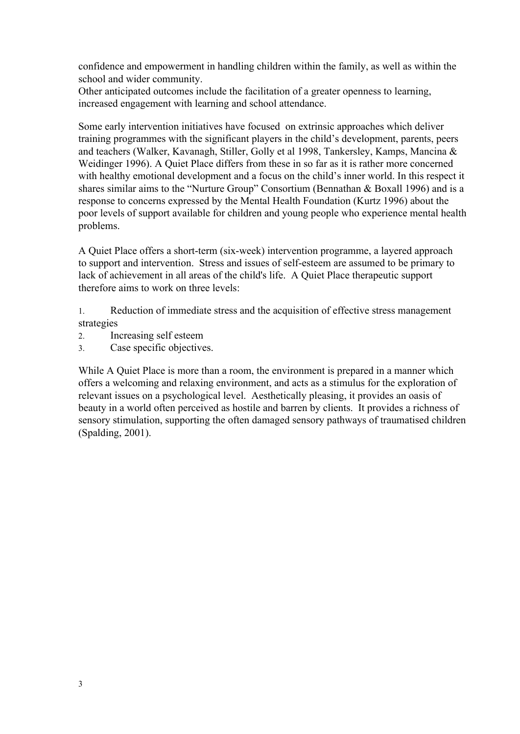confidence and empowerment in handling children within the family, as well as within the school and wider community.
Other anticipated outcomes include the facilitation of a greater openness to learning, increased engagement with learning and school attendance.

Some early intervention initiatives have focused on extrinsic approaches which deliver training programmes with the significant players in the child's development, parents, peers and teachers (Walker, Kavanagh, Stiller, Golly et al 1998, Tankersley, Kamps, Mancina & Weidinger 1996). A Quiet Place differs from these in so far as it is rather more concerned with healthy emotional development and a focus on the child's inner world. In this respect it shares similar aims to the "Nurture Group" Consortium (Bennathan & Boxall 1996) and is a response to concerns expressed by the Mental Health Foundation (Kurtz 1996) about the poor levels of support available for children and young people who experience mental health problems.

A Quiet Place offers a short-term (six-week) intervention programme, a layered approach to support and intervention. Stress and issues of self-esteem are assumed to be primary to lack of achievement in all areas of the child's life. A Quiet Place therapeutic support therefore aims to work on three levels:

1. Reduction of immediate stress and the acquisition of effective stress management strategies
2. Increasing self esteem
3. Case specific objectives.

While A Quiet Place is more than a room, the environment is prepared in a manner which offers a welcoming and relaxing environment, and acts as a stimulus for the exploration of relevant issues on a psychological level. Aesthetically pleasing, it provides an oasis of beauty in a world often perceived as hostile and barren by clients. It provides a richness of sensory stimulation, supporting the often damaged sensory pathways of traumatised children (Spalding, 2001).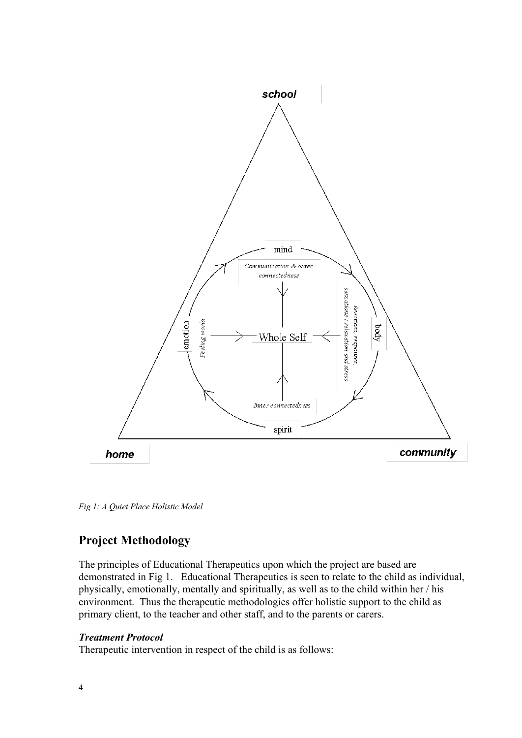school

home

community

mind

Communication & outer connectedness

emotion

Feeling world

Whole Self

body

Reactions, responses, sensations : relaxation and stress

Inner connectedness

spirit

*Fig 1: A Quiet Place Holistic Model*

## Project Methodology

The principles of Educational Therapeutics upon which the project are based are demonstrated in Fig 1. Educational Therapeutics is seen to relate to the child as individual, physically, emotionally, mentally and spiritually, as well as to the child within her / his environment. Thus the therapeutic methodologies offer holistic support to the child as primary client, to the teacher and other staff, and to the parents or carers.

### *Treatment Protocol*

Therapeutic intervention in respect of the child is as follows: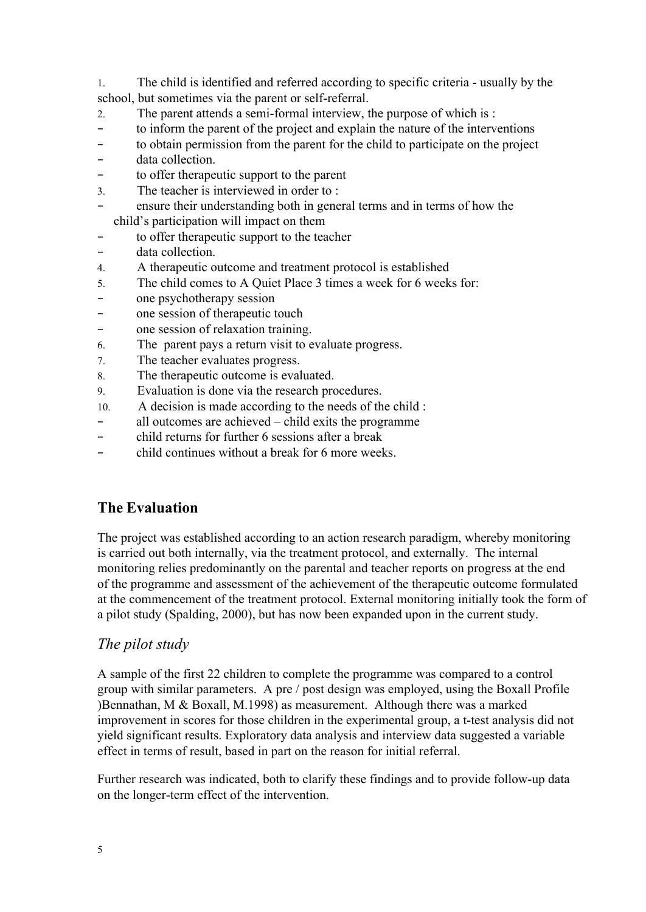1. The child is identified and referred according to specific criteria - usually by the school, but sometimes via the parent or self-referral.
2. The parent attends a semi-formal interview, the purpose of which is :
   - to inform the parent of the project and explain the nature of the interventions
   - to obtain permission from the parent for the child to participate on the project
   - data collection.
   - to offer therapeutic support to the parent
3. The teacher is interviewed in order to :
   - ensure their understanding both in general terms and in terms of how the child's participation will impact on them
   - to offer therapeutic support to the teacher
   - data collection.
4. A therapeutic outcome and treatment protocol is established
5. The child comes to A Quiet Place 3 times a week for 6 weeks for:
   - one psychotherapy session
   - one session of therapeutic touch
   - one session of relaxation training.
6. The parent pays a return visit to evaluate progress.
7. The teacher evaluates progress.
8. The therapeutic outcome is evaluated.
9. Evaluation is done via the research procedures.
10. A decision is made according to the needs of the child :
    - all outcomes are achieved – child exits the programme
    - child returns for further 6 sessions after a break
    - child continues without a break for 6 more weeks.

## The Evaluation

The project was established according to an action research paradigm, whereby monitoring is carried out both internally, via the treatment protocol, and externally. The internal monitoring relies predominantly on the parental and teacher reports on progress at the end of the programme and assessment of the achievement of the therapeutic outcome formulated at the commencement of the treatment protocol. External monitoring initially took the form of a pilot study (Spalding, 2000), but has now been expanded upon in the current study.

### *The pilot study*

A sample of the first 22 children to complete the programme was compared to a control group with similar parameters. A pre / post design was employed, using the Boxall Profile )Bennathan, M & Boxall, M.1998) as measurement. Although there was a marked improvement in scores for those children in the experimental group, a t-test analysis did not yield significant results. Exploratory data analysis and interview data suggested a variable effect in terms of result, based in part on the reason for initial referral.

Further research was indicated, both to clarify these findings and to provide follow-up data on the longer-term effect of the intervention.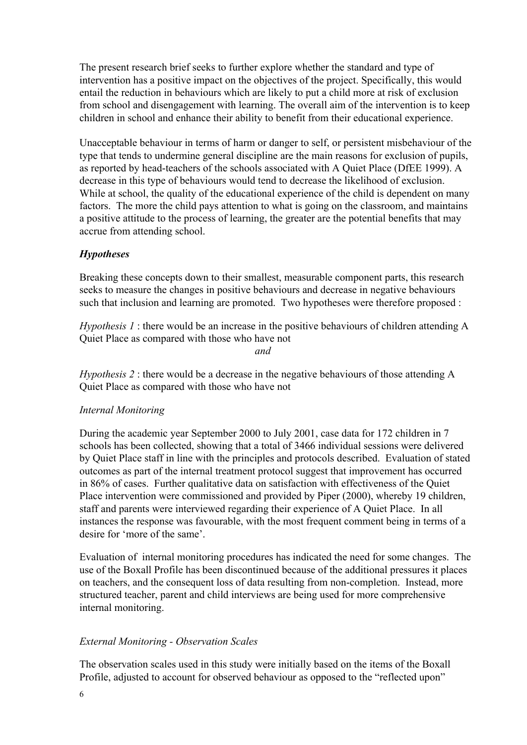The present research brief seeks to further explore whether the standard and type of intervention has a positive impact on the objectives of the project. Specifically, this would entail the reduction in behaviours which are likely to put a child more at risk of exclusion from school and disengagement with learning. The overall aim of the intervention is to keep children in school and enhance their ability to benefit from their educational experience.

Unacceptable behaviour in terms of harm or danger to self, or persistent misbehaviour of the type that tends to undermine general discipline are the main reasons for exclusion of pupils, as reported by head-teachers of the schools associated with A Quiet Place (DfEE 1999). A decrease in this type of behaviours would tend to decrease the likelihood of exclusion. While at school, the quality of the educational experience of the child is dependent on many factors. The more the child pays attention to what is going on the classroom, and maintains a positive attitude to the process of learning, the greater are the potential benefits that may accrue from attending school.

### *Hypotheses*

Breaking these concepts down to their smallest, measurable component parts, this research seeks to measure the changes in positive behaviours and decrease in negative behaviours such that inclusion and learning are promoted. Two hypotheses were therefore proposed :

*Hypothesis 1* : there would be an increase in the positive behaviours of children attending A Quiet Place as compared with those who have not

*and*

*Hypothesis 2* : there would be a decrease in the negative behaviours of those attending A Quiet Place as compared with those who have not

*Internal Monitoring*

During the academic year September 2000 to July 2001, case data for 172 children in 7 schools has been collected, showing that a total of 3466 individual sessions were delivered by Quiet Place staff in line with the principles and protocols described. Evaluation of stated outcomes as part of the internal treatment protocol suggest that improvement has occurred in 86% of cases. Further qualitative data on satisfaction with effectiveness of the Quiet Place intervention were commissioned and provided by Piper (2000), whereby 19 children, staff and parents were interviewed regarding their experience of A Quiet Place. In all instances the response was favourable, with the most frequent comment being in terms of a desire for 'more of the same'.

Evaluation of internal monitoring procedures has indicated the need for some changes. The use of the Boxall Profile has been discontinued because of the additional pressures it places on teachers, and the consequent loss of data resulting from non-completion. Instead, more structured teacher, parent and child interviews are being used for more comprehensive internal monitoring.

*External Monitoring - Observation Scales*

The observation scales used in this study were initially based on the items of the Boxall Profile, adjusted to account for observed behaviour as opposed to the "reflected upon"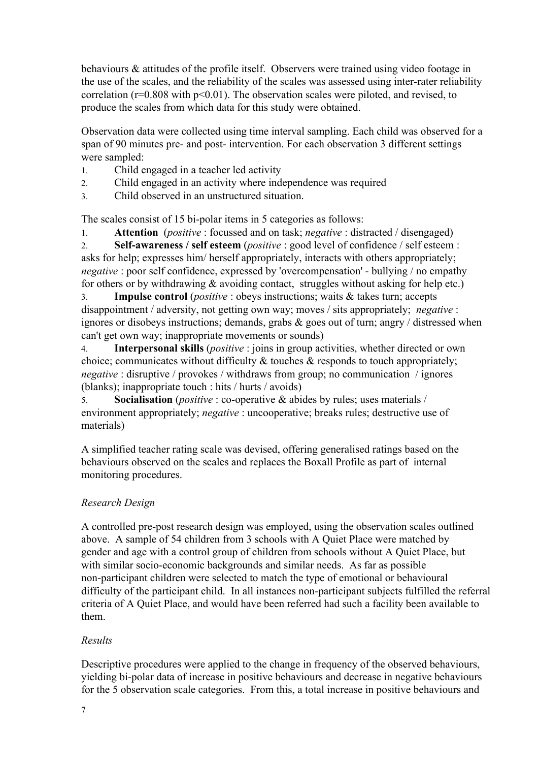behaviours & attitudes of the profile itself. Observers were trained using video footage in the use of the scales, and the reliability of the scales was assessed using inter-rater reliability correlation ($r=0.808$ with $p<0.01$). The observation scales were piloted, and revised, to produce the scales from which data for this study were obtained.

Observation data were collected using time interval sampling. Each child was observed for a span of 90 minutes pre- and post- intervention. For each observation 3 different settings were sampled:

1. Child engaged in a teacher led activity
2. Child engaged in an activity where independence was required
3. Child observed in an unstructured situation.

The scales consist of 15 bi-polar items in 5 categories as follows:

1. **Attention** (*positive* : focussed and on task; *negative* : distracted / disengaged)
2. **Self-awareness / self esteem** (*positive* : good level of confidence / self esteem : asks for help; expresses him/ herself appropriately, interacts with others appropriately; *negative* : poor self confidence, expressed by 'overcompensation' - bullying / no empathy for others or by withdrawing & avoiding contact, struggles without asking for help etc.)
3. **Impulse control** (*positive* : obeys instructions; waits & takes turn; accepts disappointment / adversity, not getting own way; moves / sits appropriately; *negative* : ignores or disobeys instructions; demands, grabs & goes out of turn; angry / distressed when can't get own way; inappropriate movements or sounds)
4. **Interpersonal skills** (*positive* : joins in group activities, whether directed or own choice; communicates without difficulty & touches & responds to touch appropriately; *negative* : disruptive / provokes / withdraws from group; no communication / ignores (blanks); inappropriate touch : hits / hurts / avoids)
5. **Socialisation** (*positive* : co-operative & abides by rules; uses materials / environment appropriately; *negative* : uncooperative; breaks rules; destructive use of materials)

A simplified teacher rating scale was devised, offering generalised ratings based on the behaviours observed on the scales and replaces the Boxall Profile as part of internal monitoring procedures.

*Research Design*

A controlled pre-post research design was employed, using the observation scales outlined above. A sample of 54 children from 3 schools with A Quiet Place were matched by gender and age with a control group of children from schools without A Quiet Place, but with similar socio-economic backgrounds and similar needs. As far as possible non-participant children were selected to match the type of emotional or behavioural difficulty of the participant child. In all instances non-participant subjects fulfilled the referral criteria of A Quiet Place, and would have been referred had such a facility been available to them.

*Results*

Descriptive procedures were applied to the change in frequency of the observed behaviours, yielding bi-polar data of increase in positive behaviours and decrease in negative behaviours for the 5 observation scale categories. From this, a total increase in positive behaviours and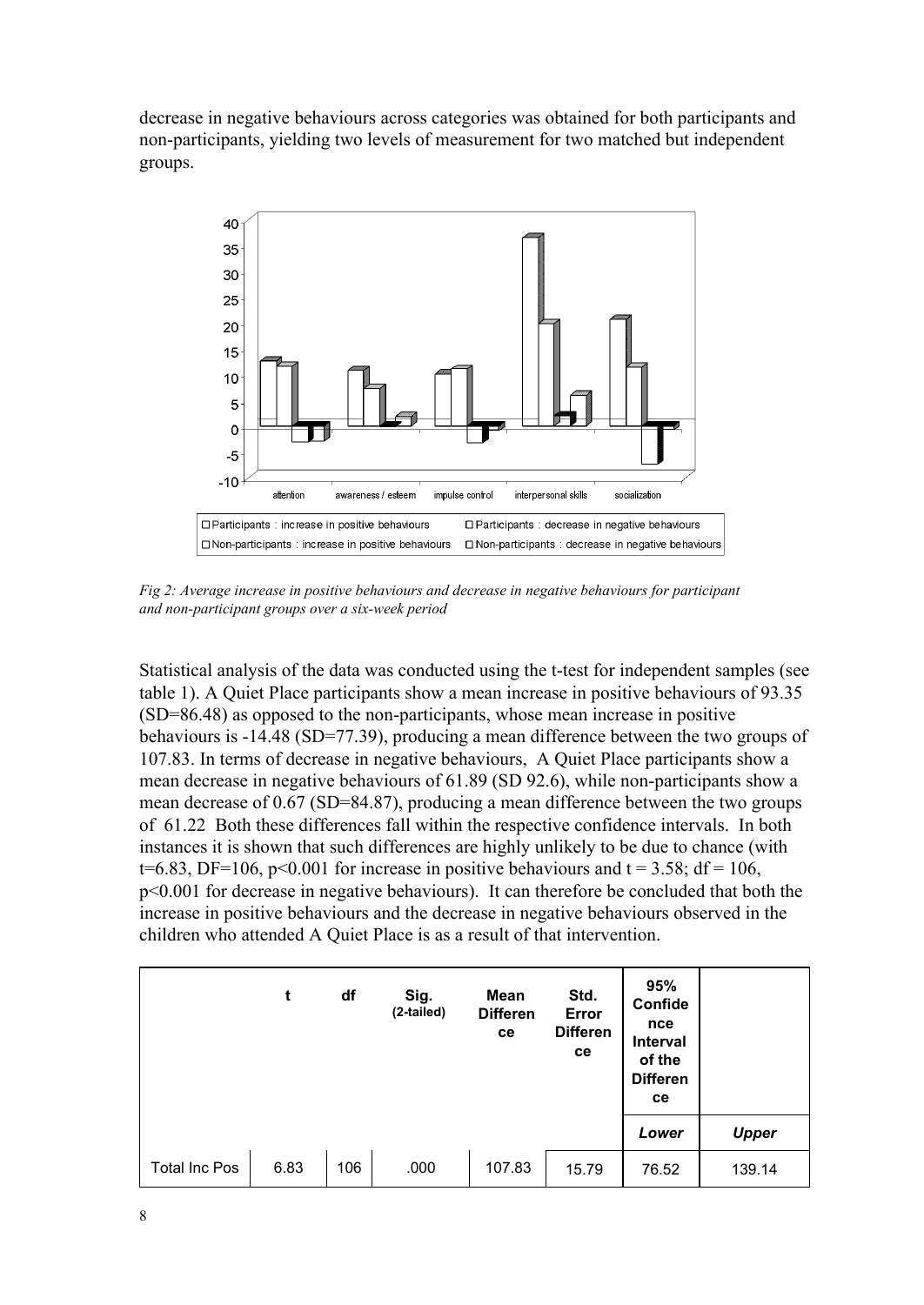decrease in negative behaviours across categories was obtained for both participants and non-participants, yielding two levels of measurement for two matched but independent groups.

*Fig 2: Average increase in positive behaviours and decrease in negative behaviours for participant and non-participant groups over a six-week period*

Statistical analysis of the data was conducted using the t-test for independent samples (see table 1). A Quiet Place participants show a mean increase in positive behaviours of 93.35 (SD=86.48) as opposed to the non-participants, whose mean increase in positive behaviours is -14.48 (SD=77.39), producing a mean difference between the two groups of 107.83. In terms of decrease in negative behaviours, A Quiet Place participants show a mean decrease in negative behaviours of 61.89 (SD 92.6), while non-participants show a mean decrease of 0.67 (SD=84.87), producing a mean difference between the two groups of 61.22 Both these differences fall within the respective confidence intervals. In both instances it is shown that such differences are highly unlikely to be due to chance (with $t=6.83$, $DF=106$, $p<0.001$ for increase in positive behaviours and $t = 3.58$; $df = 106$, $p<0.001$ for decrease in negative behaviours). It can therefore be concluded that both the increase in positive behaviours and the decrease in negative behaviours observed in the children who attended A Quiet Place is as a result of that intervention.

| | t | df | Sig. (2-tailed) | Mean Difference | Std. Error Difference | 95% Confidence Interval of the Difference | |
|---|---|---|---|---|---|---|---|
| | | | | | | *Lower* | *Upper* |
| Total Inc Pos | 6.83 | 106 | .000 | 107.83 | 15.79 | 76.52 | 139.14 |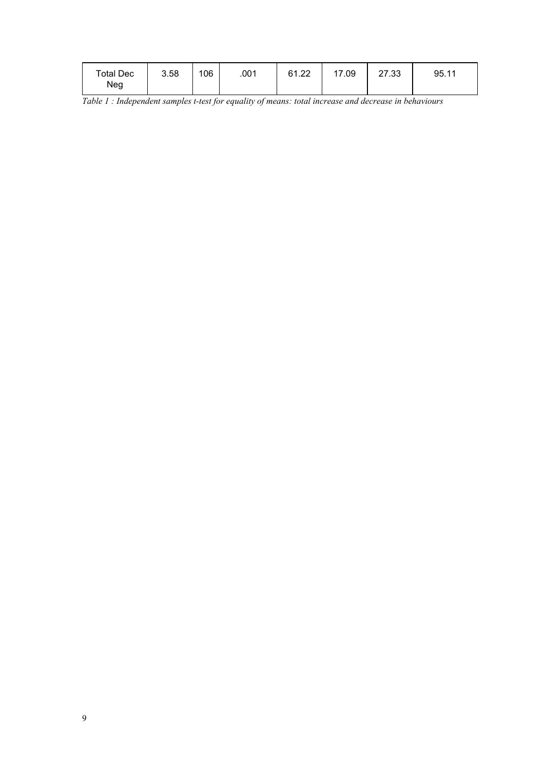| Total Dec Neg | 3.58 | 106 | .001 | 61.22 | 17.09 | 27.33 | 95.11 |
|---|---|---|---|---|---|---|---|

*Table 1 : Independent samples t-test for equality of means: total increase and decrease in behaviours*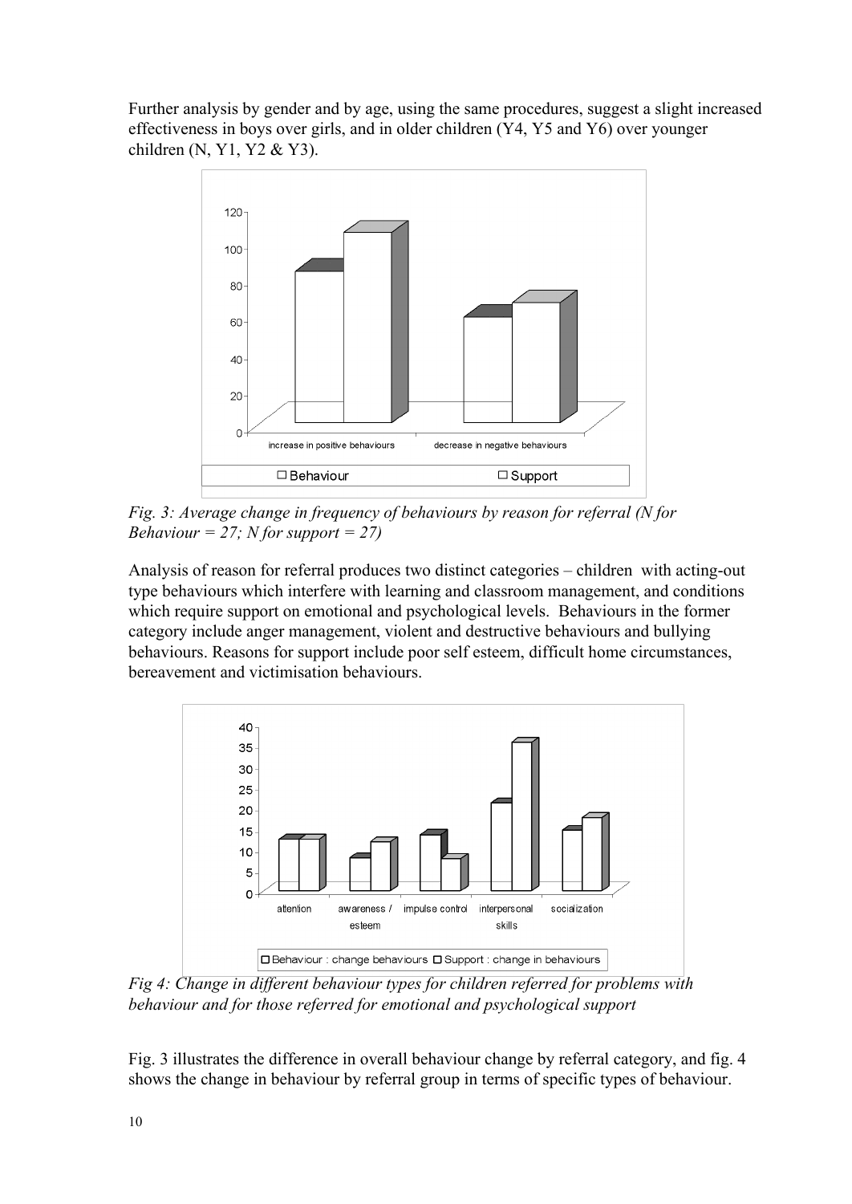Further analysis by gender and by age, using the same procedures, suggest a slight increased effectiveness in boys over girls, and in older children (Y4, Y5 and Y6) over younger children (N, Y1, Y2 & Y3).

*Fig. 3: Average change in frequency of behaviours by reason for referral (N for Behaviour = 27; N for support = 27)*

Analysis of reason for referral produces two distinct categories – children with acting-out type behaviours which interfere with learning and classroom management, and conditions which require support on emotional and psychological levels. Behaviours in the former category include anger management, violent and destructive behaviours and bullying behaviours. Reasons for support include poor self esteem, difficult home circumstances, bereavement and victimisation behaviours.

*Fig 4: Change in different behaviour types for children referred for problems with behaviour and for those referred for emotional and psychological support*

Fig. 3 illustrates the difference in overall behaviour change by referral category, and fig. 4 shows the change in behaviour by referral group in terms of specific types of behaviour.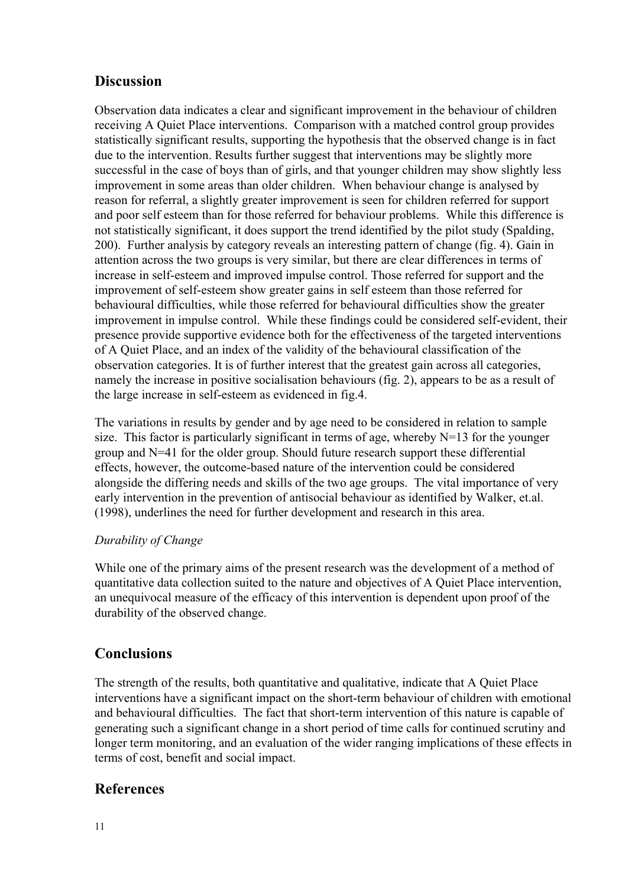## Discussion

Observation data indicates a clear and significant improvement in the behaviour of children receiving A Quiet Place interventions. Comparison with a matched control group provides statistically significant results, supporting the hypothesis that the observed change is in fact due to the intervention. Results further suggest that interventions may be slightly more successful in the case of boys than of girls, and that younger children may show slightly less improvement in some areas than older children. When behaviour change is analysed by reason for referral, a slightly greater improvement is seen for children referred for support and poor self esteem than for those referred for behaviour problems. While this difference is not statistically significant, it does support the trend identified by the pilot study (Spalding, 200). Further analysis by category reveals an interesting pattern of change (fig. 4). Gain in attention across the two groups is very similar, but there are clear differences in terms of increase in self-esteem and improved impulse control. Those referred for support and the improvement of self-esteem show greater gains in self esteem than those referred for behavioural difficulties, while those referred for behavioural difficulties show the greater improvement in impulse control. While these findings could be considered self-evident, their presence provide supportive evidence both for the effectiveness of the targeted interventions of A Quiet Place, and an index of the validity of the behavioural classification of the observation categories. It is of further interest that the greatest gain across all categories, namely the increase in positive socialisation behaviours (fig. 2), appears to be as a result of the large increase in self-esteem as evidenced in fig.4.

The variations in results by gender and by age need to be considered in relation to sample size. This factor is particularly significant in terms of age, whereby N=13 for the younger group and N=41 for the older group. Should future research support these differential effects, however, the outcome-based nature of the intervention could be considered alongside the differing needs and skills of the two age groups. The vital importance of very early intervention in the prevention of antisocial behaviour as identified by Walker, et.al. (1998), underlines the need for further development and research in this area.

*Durability of Change*

While one of the primary aims of the present research was the development of a method of quantitative data collection suited to the nature and objectives of A Quiet Place intervention, an unequivocal measure of the efficacy of this intervention is dependent upon proof of the durability of the observed change.

## Conclusions

The strength of the results, both quantitative and qualitative, indicate that A Quiet Place interventions have a significant impact on the short-term behaviour of children with emotional and behavioural difficulties. The fact that short-term intervention of this nature is capable of generating such a significant change in a short period of time calls for continued scrutiny and longer term monitoring, and an evaluation of the wider ranging implications of these effects in terms of cost, benefit and social impact.

## References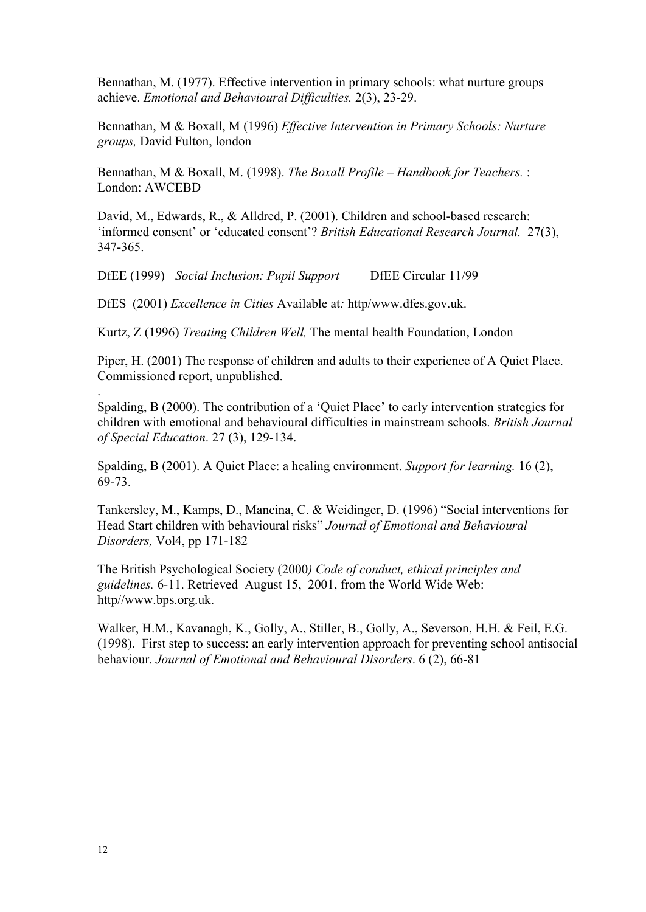Bennathan, M. (1977). Effective intervention in primary schools: what nurture groups achieve. *Emotional and Behavioural Difficulties.* 2(3), 23-29.

Bennathan, M & Boxall, M (1996) *Effective Intervention in Primary Schools: Nurture groups,* David Fulton, london

Bennathan, M & Boxall, M. (1998). *The Boxall Profile – Handbook for Teachers.* : London: AWCEBD

David, M., Edwards, R., & Alldred, P. (2001). Children and school-based research: 'informed consent' or 'educated consent'? *British Educational Research Journal.* 27(3), 347-365.

DfEE (1999) *Social Inclusion: Pupil Support* DfEE Circular 11/99

DfES (2001) *Excellence in Cities* Available at*:* http/www.dfes.gov.uk.

Kurtz, Z (1996) *Treating Children Well,* The mental health Foundation, London

Piper, H. (2001) The response of children and adults to their experience of A Quiet Place. Commissioned report, unpublished.

.

Spalding, B (2000). The contribution of a 'Quiet Place' to early intervention strategies for children with emotional and behavioural difficulties in mainstream schools. *British Journal of Special Education*. 27 (3), 129-134.

Spalding, B (2001). A Quiet Place: a healing environment. *Support for learning.* 16 (2), 69-73.

Tankersley, M., Kamps, D., Mancina, C. & Weidinger, D. (1996) "Social interventions for Head Start children with behavioural risks" *Journal of Emotional and Behavioural Disorders,* Vol4, pp 171-182

The British Psychological Society (2000*) Code of conduct, ethical principles and guidelines.* 6-11. Retrieved August 15, 2001, from the World Wide Web: http//www.bps.org.uk.

Walker, H.M., Kavanagh, K., Golly, A., Stiller, B., Golly, A., Severson, H.H. & Feil, E.G. (1998). First step to success: an early intervention approach for preventing school antisocial behaviour. *Journal of Emotional and Behavioural Disorders*. 6 (2), 66-81